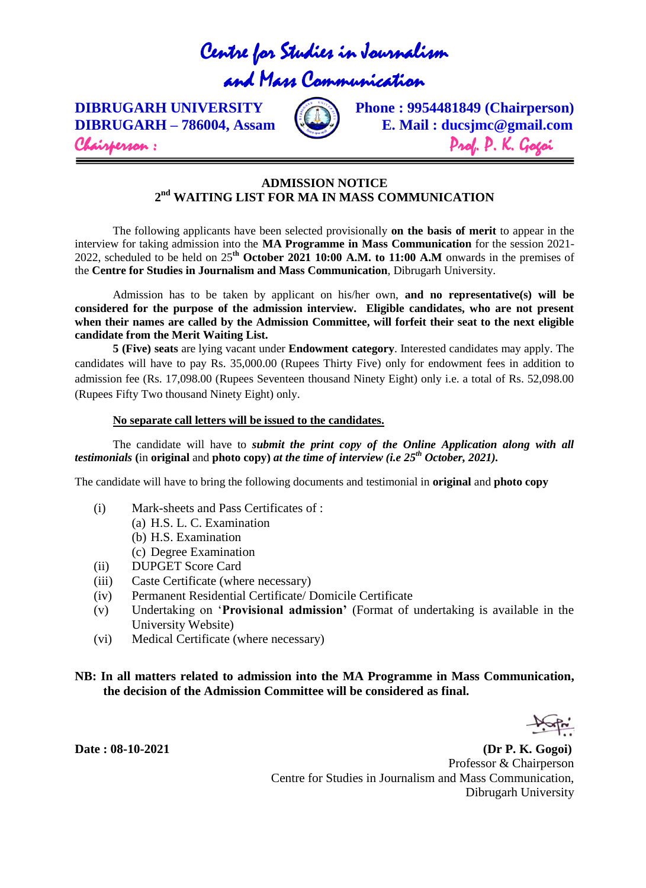# Centre for Studies in Journalism and Mass Communication

**DIBRUGARH UNIVERSITY**
**DIBRUGARH – 786004, Assam**
Chairperson :

**Phone : 9954481849 (Chairperson)**
**E. Mail : ducsjmc@gmail.com**
Prof. P. K. Gogoi

---

## ADMISSION NOTICE
## 2nd WAITING LIST FOR MA IN MASS COMMUNICATION

The following applicants have been selected provisionally **on the basis of merit** to appear in the interview for taking admission into the **MA Programme in Mass Communication** for the session 2021-2022, scheduled to be held on 25th **October 2021 10:00 A.M. to 11:00 A.M** onwards in the premises of the **Centre for Studies in Journalism and Mass Communication**, Dibrugarh University.

Admission has to be taken by applicant on his/her own, **and no representative(s) will be considered for the purpose of the admission interview. Eligible candidates, who are not present when their names are called by the Admission Committee, will forfeit their seat to the next eligible candidate from the Merit Waiting List.**

**5 (Five) seats** are lying vacant under **Endowment category**. Interested candidates may apply. The candidates will have to pay Rs. 35,000.00 (Rupees Thirty Five) only for endowment fees in addition to admission fee (Rs. 17,098.00 (Rupees Seventeen thousand Ninety Eight) only i.e. a total of Rs. 52,098.00 (Rupees Fifty Two thousand Ninety Eight) only.

**No separate call letters will be issued to the candidates.**

The candidate will have to ***submit the print copy of the Online Application along with all testimonials*** **(**in **original** and **photo copy)** ***at the time of interview (i.e 25th October, 2021).***

The candidate will have to bring the following documents and testimonial in **original** and **photo copy**

- (i) Mark-sheets and Pass Certificates of :
  - (a) H.S. L. C. Examination
  - (b) H.S. Examination
  - (c) Degree Examination
- (ii) DUPGET Score Card
- (iii) Caste Certificate (where necessary)
- (iv) Permanent Residential Certificate/ Domicile Certificate
- (v) Undertaking on '**Provisional admission'** (Format of undertaking is available in the University Website)
- (vi) Medical Certificate (where necessary)

**NB: In all matters related to admission into the MA Programme in Mass Communication, the decision of the Admission Committee will be considered as final.**

**Date : 08-10-2021**

**(Dr P. K. Gogoi)**
Professor & Chairperson
Centre for Studies in Journalism and Mass Communication,
Dibrugarh University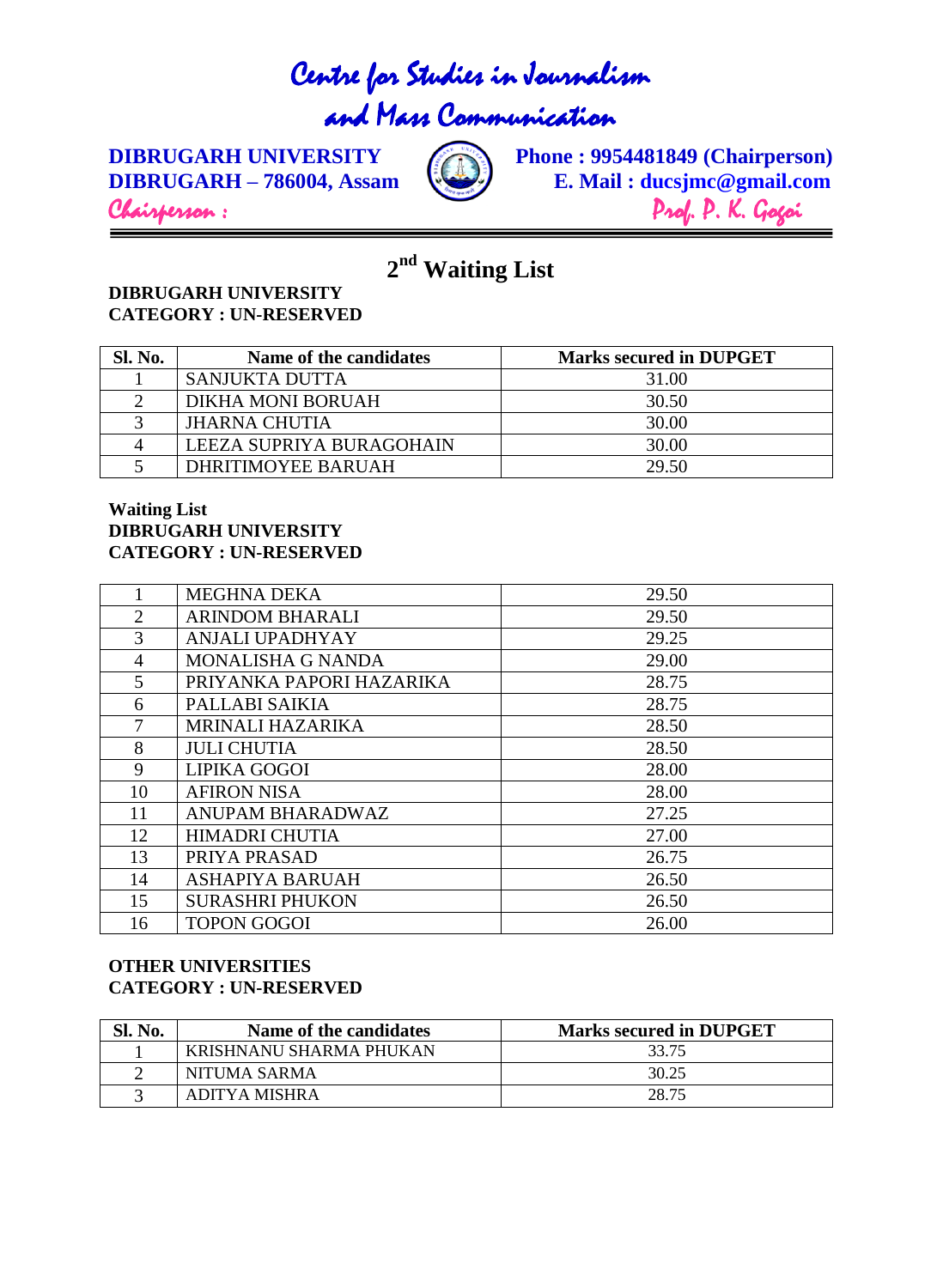# Centre for Studies in Journalism and Mass Communication

**DIBRUGARH UNIVERSITY**
**DIBRUGARH – 786004, Assam**

**Phone : 9954481849 (Chairperson)**
**E. Mail : ducsjmc@gmail.com**

*Chairperson : Prof. P. K. Gogoi*

## 2nd Waiting List

**DIBRUGARH UNIVERSITY**
**CATEGORY : UN-RESERVED**

| Sl. No. | Name of the candidates | Marks secured in DUPGET |
|---|---|---|
| 1 | SANJUKTA DUTTA | 31.00 |
| 2 | DIKHA MONI BORUAH | 30.50 |
| 3 | JHARNA CHUTIA | 30.00 |
| 4 | LEEZA SUPRIYA BURAGOHAIN | 30.00 |
| 5 | DHRITIMOYEE BARUAH | 29.50 |

**Waiting List**
**DIBRUGARH UNIVERSITY**
**CATEGORY : UN-RESERVED**

| Sl. No. | Name of the candidates | Marks secured in DUPGET |
|---|---|---|
| 1 | MEGHNA DEKA | 29.50 |
| 2 | ARINDOM BHARALI | 29.50 |
| 3 | ANJALI UPADHYAY | 29.25 |
| 4 | MONALISHA G NANDA | 29.00 |
| 5 | PRIYANKA PAPORI HAZARIKA | 28.75 |
| 6 | PALLABI SAIKIA | 28.75 |
| 7 | MRINALI HAZARIKA | 28.50 |
| 8 | JULI CHUTIA | 28.50 |
| 9 | LIPIKA GOGOI | 28.00 |
| 10 | AFIRON NISA | 28.00 |
| 11 | ANUPAM BHARADWAZ | 27.25 |
| 12 | HIMADRI CHUTIA | 27.00 |
| 13 | PRIYA PRASAD | 26.75 |
| 14 | ASHAPIYA BARUAH | 26.50 |
| 15 | SURASHRI PHUKON | 26.50 |
| 16 | TOPON GOGOI | 26.00 |

**OTHER UNIVERSITIES**
**CATEGORY : UN-RESERVED**

| Sl. No. | Name of the candidates | Marks secured in DUPGET |
|---|---|---|
| 1 | KRISHNANU SHARMA PHUKAN | 33.75 |
| 2 | NITUMA SARMA | 30.25 |
| 3 | ADITYA MISHRA | 28.75 |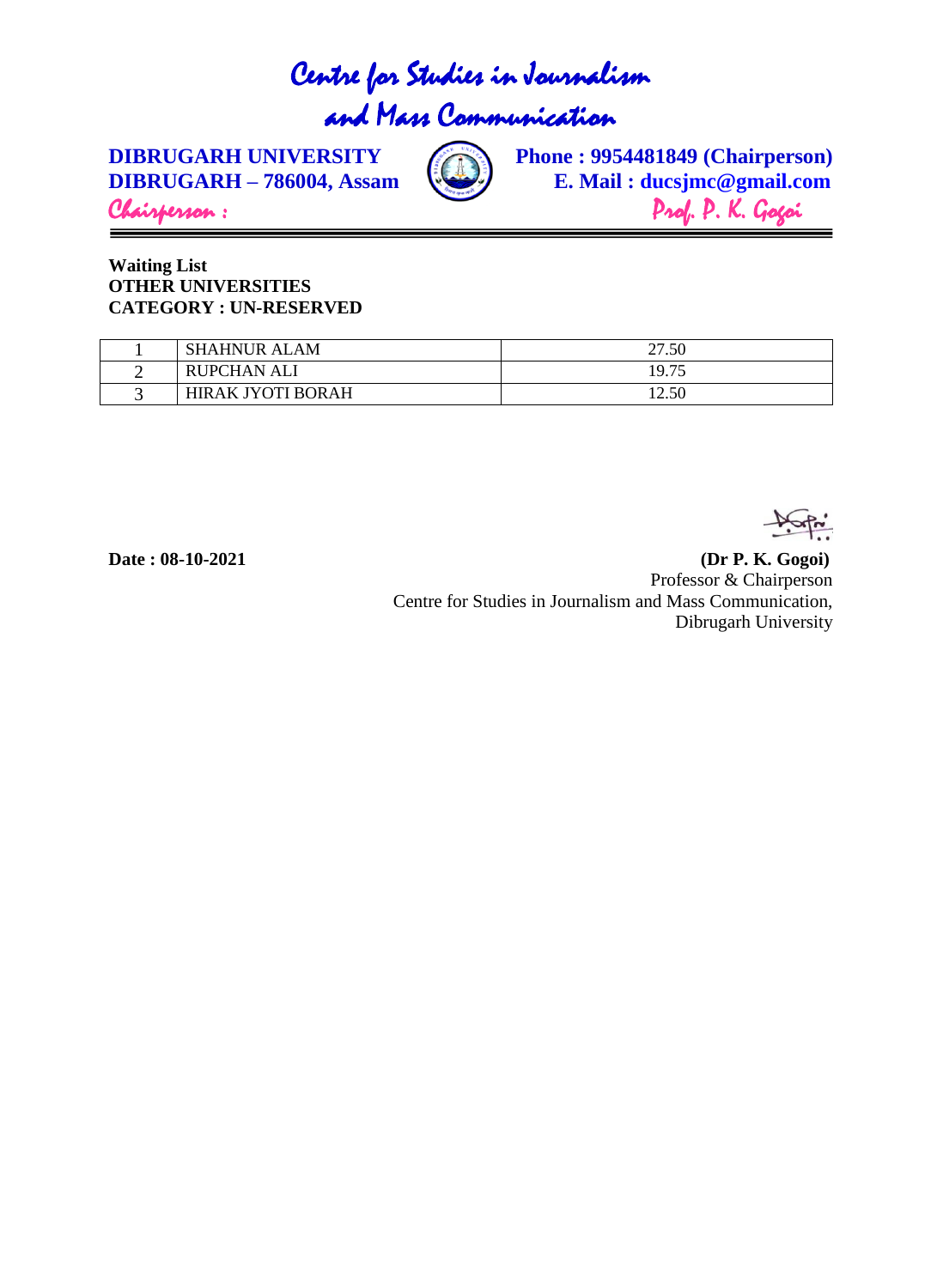# Centre for Studies in Journalism and Mass Communication

**DIBRUGARH UNIVERSITY**
**DIBRUGARH – 786004, Assam**

**Phone : 9954481849 (Chairperson)**
**E. Mail : ducsjmc@gmail.com**

*Chairperson :* *Prof. P. K. Gogoi*

---

**Waiting List**
**OTHER UNIVERSITIES**
**CATEGORY : UN-RESERVED**

| | | |
|---|---|---|
| 1 | SHAHNUR ALAM | 27.50 |
| 2 | RUPCHAN ALI | 19.75 |
| 3 | HIRAK JYOTI BORAH | 12.50 |

**Date : 08-10-2021**

**(Dr P. K. Gogoi)**
Professor & Chairperson
Centre for Studies in Journalism and Mass Communication,
Dibrugarh University